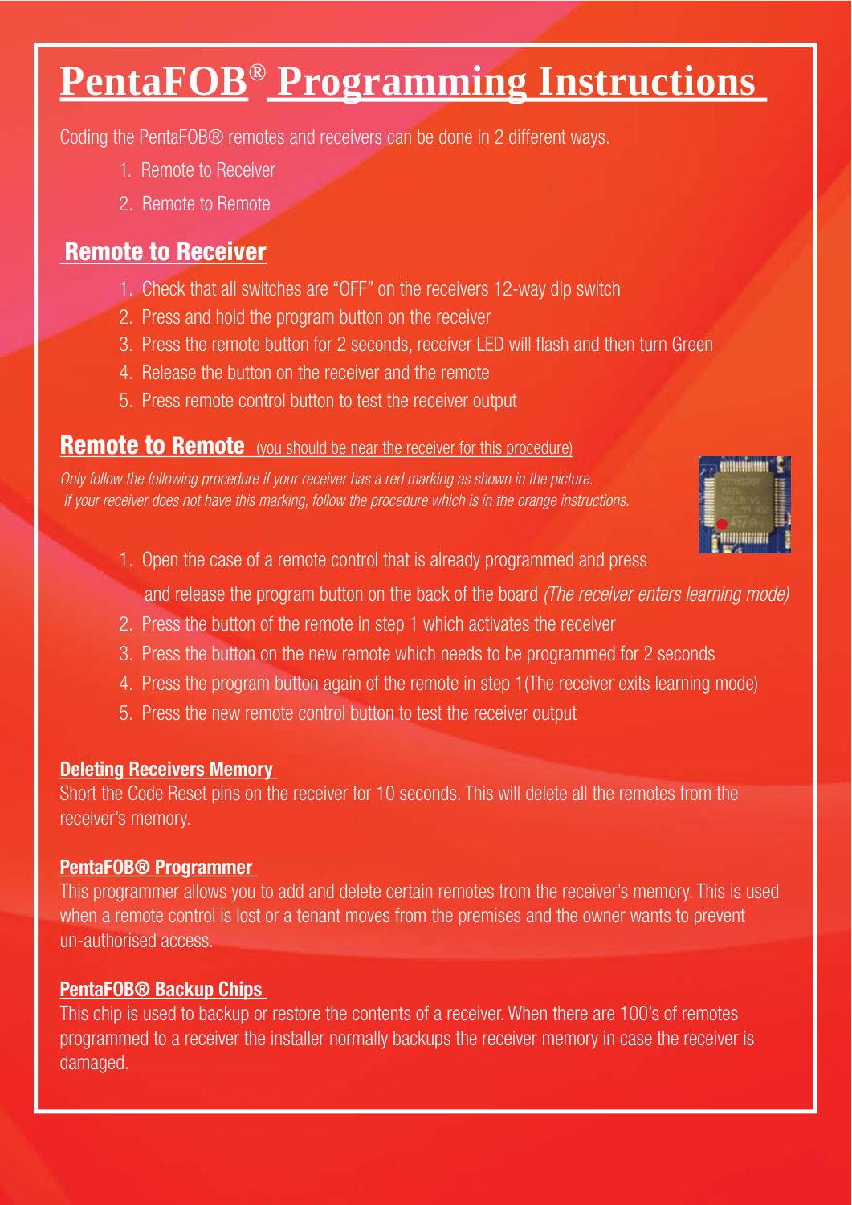# PentaFOB® Programming Instructions

Coding the PentaFOB® remotes and receivers can be done in 2 different ways.

1. Remote to Receiver
2. Remote to Remote

## Remote to Receiver

1. Check that all switches are "OFF" on the receivers 12-way dip switch
2. Press and hold the program button on the receiver
3. Press the remote button for 2 seconds, receiver LED will flash and then turn Green
4. Release the button on the receiver and the remote
5. Press remote control button to test the receiver output

## Remote to Remote (you should be near the receiver for this procedure)

*Only follow the following procedure if your receiver has a red marking as shown in the picture. If your receiver does not have this marking, follow the procedure which is in the orange instructions.*

1. Open the case of a remote control that is already programmed and press and release the program button on the back of the board *(The receiver enters learning mode)*
2. Press the button of the remote in step 1 which activates the receiver
3. Press the button on the new remote which needs to be programmed for 2 seconds
4. Press the program button again of the remote in step 1(The receiver exits learning mode)
5. Press the new remote control button to test the receiver output

### Deleting Receivers Memory

Short the Code Reset pins on the receiver for 10 seconds. This will delete all the remotes from the receiver's memory.

### PentaFOB® Programmer

This programmer allows you to add and delete certain remotes from the receiver's memory. This is used when a remote control is lost or a tenant moves from the premises and the owner wants to prevent un-authorised access.

### PentaFOB® Backup Chips

This chip is used to backup or restore the contents of a receiver. When there are 100's of remotes programmed to a receiver the installer normally backups the receiver memory in case the receiver is damaged.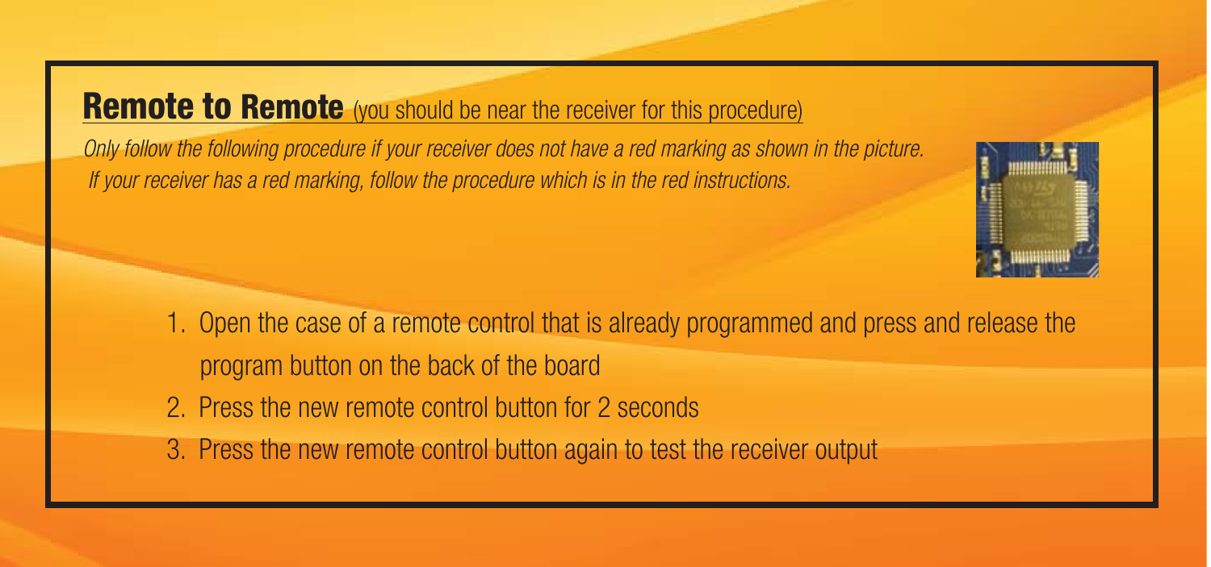## Remote to Remote (you should be near the receiver for this procedure)

*Only follow the following procedure if your receiver does not have a red marking as shown in the picture. If your receiver has a red marking, follow the procedure which is in the red instructions.*

1. Open the case of a remote control that is already programmed and press and release the program button on the back of the board
2. Press the new remote control button for 2 seconds
3. Press the new remote control button again to test the receiver output